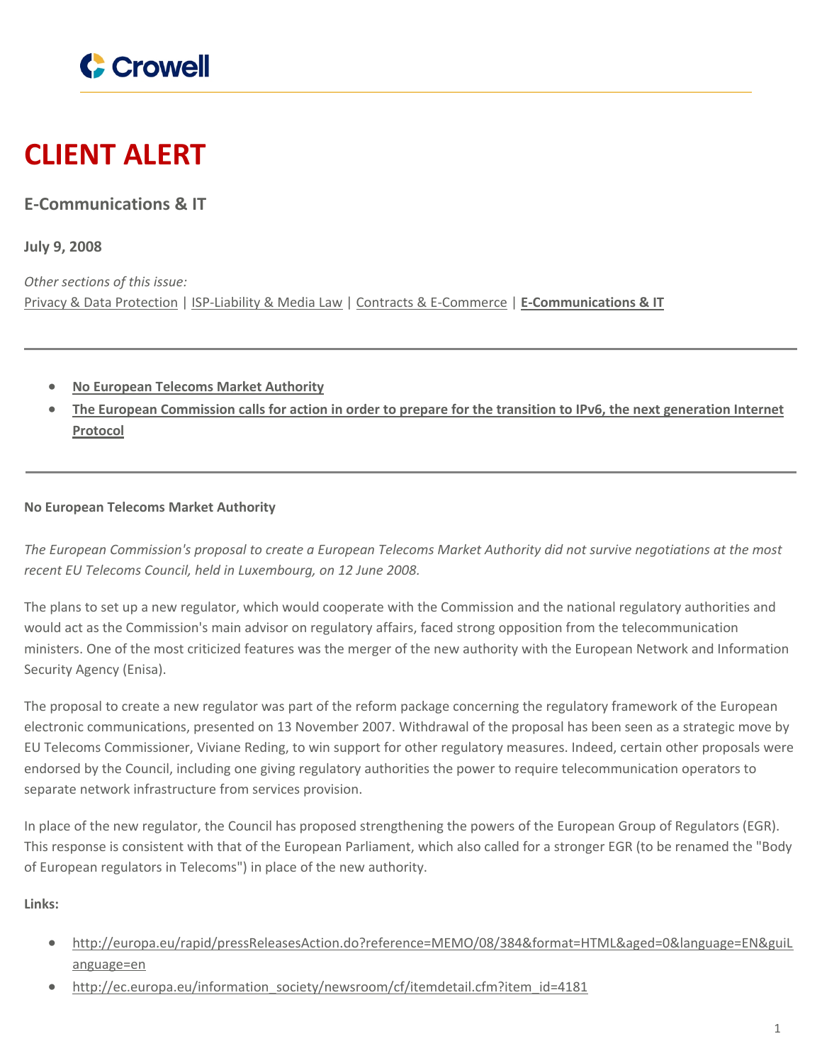Crowell

# CLIENT ALERT

## E-Communications & IT

**July 9, 2008**

*Other sections of this issue:*
Privacy & Data Protection | ISP-Liability & Media Law | Contracts & E-Commerce | **E-Communications & IT**

---

- **No European Telecoms Market Authority**
- **The European Commission calls for action in order to prepare for the transition to IPv6, the next generation Internet Protocol**

---

### No European Telecoms Market Authority

*The European Commission's proposal to create a European Telecoms Market Authority did not survive negotiations at the most recent EU Telecoms Council, held in Luxembourg, on 12 June 2008.*

The plans to set up a new regulator, which would cooperate with the Commission and the national regulatory authorities and would act as the Commission's main advisor on regulatory affairs, faced strong opposition from the telecommunication ministers. One of the most criticized features was the merger of the new authority with the European Network and Information Security Agency (Enisa).

The proposal to create a new regulator was part of the reform package concerning the regulatory framework of the European electronic communications, presented on 13 November 2007. Withdrawal of the proposal has been seen as a strategic move by EU Telecoms Commissioner, Viviane Reding, to win support for other regulatory measures. Indeed, certain other proposals were endorsed by the Council, including one giving regulatory authorities the power to require telecommunication operators to separate network infrastructure from services provision.

In place of the new regulator, the Council has proposed strengthening the powers of the European Group of Regulators (EGR). This response is consistent with that of the European Parliament, which also called for a stronger EGR (to be renamed the "Body of European regulators in Telecoms") in place of the new authority.

**Links:**

- http://europa.eu/rapid/pressReleasesAction.do?reference=MEMO/08/384&format=HTML&aged=0&language=EN&guiLanguage=en
- http://ec.europa.eu/information_society/newsroom/cf/itemdetail.cfm?item_id=4181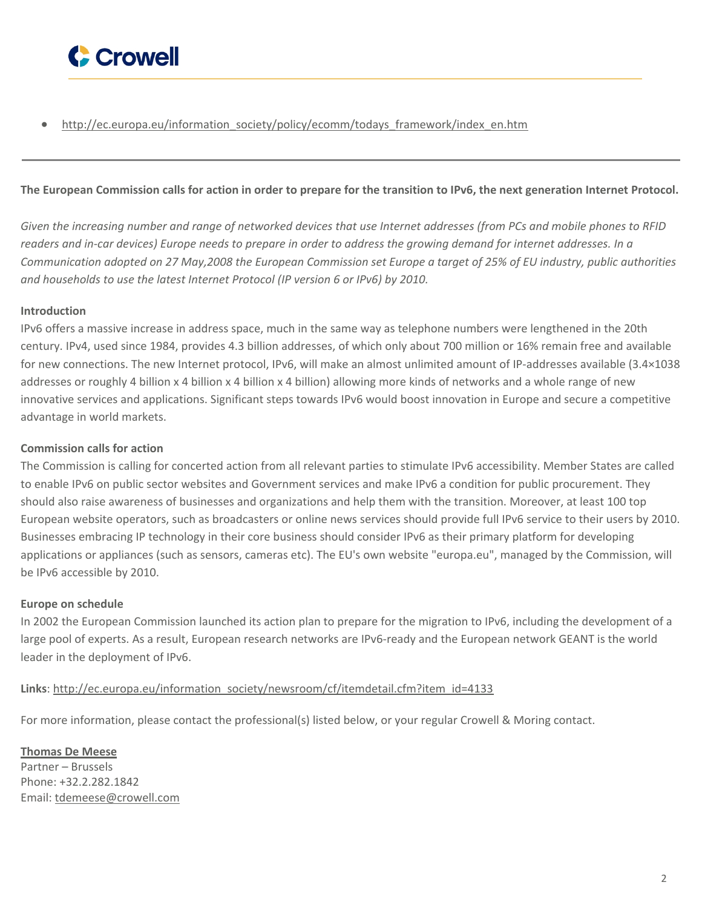- http://ec.europa.eu/information_society/policy/ecomm/todays_framework/index_en.htm

---

**The European Commission calls for action in order to prepare for the transition to IPv6, the next generation Internet Protocol.**

*Given the increasing number and range of networked devices that use Internet addresses (from PCs and mobile phones to RFID readers and in-car devices) Europe needs to prepare in order to address the growing demand for internet addresses. In a Communication adopted on 27 May,2008 the European Commission set Europe a target of 25% of EU industry, public authorities and households to use the latest Internet Protocol (IP version 6 or IPv6) by 2010.*

**Introduction**

IPv6 offers a massive increase in address space, much in the same way as telephone numbers were lengthened in the 20th century. IPv4, used since 1984, provides 4.3 billion addresses, of which only about 700 million or 16% remain free and available for new connections. The new Internet protocol, IPv6, will make an almost unlimited amount of IP-addresses available (3.4×1038 addresses or roughly 4 billion x 4 billion x 4 billion x 4 billion) allowing more kinds of networks and a whole range of new innovative services and applications. Significant steps towards IPv6 would boost innovation in Europe and secure a competitive advantage in world markets.

**Commission calls for action**

The Commission is calling for concerted action from all relevant parties to stimulate IPv6 accessibility. Member States are called to enable IPv6 on public sector websites and Government services and make IPv6 a condition for public procurement. They should also raise awareness of businesses and organizations and help them with the transition. Moreover, at least 100 top European website operators, such as broadcasters or online news services should provide full IPv6 service to their users by 2010. Businesses embracing IP technology in their core business should consider IPv6 as their primary platform for developing applications or appliances (such as sensors, cameras etc). The EU's own website "europa.eu", managed by the Commission, will be IPv6 accessible by 2010.

**Europe on schedule**

In 2002 the European Commission launched its action plan to prepare for the migration to IPv6, including the development of a large pool of experts. As a result, European research networks are IPv6-ready and the European network GEANT is the world leader in the deployment of IPv6.

**Links**: http://ec.europa.eu/information_society/newsroom/cf/itemdetail.cfm?item_id=4133

For more information, please contact the professional(s) listed below, or your regular Crowell & Moring contact.

**Thomas De Meese**
Partner – Brussels
Phone: +32.2.282.1842
Email: tdemeese@crowell.com